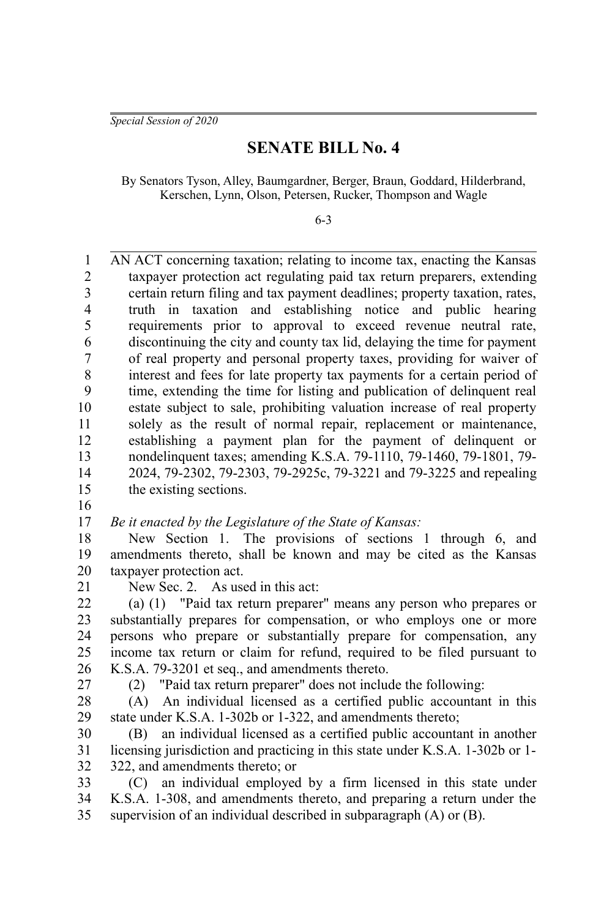*Special Session of 2020*

# SENATE BILL No. 4

By Senators Tyson, Alley, Baumgardner, Berger, Braun, Goddard, Hilderbrand, Kerschen, Lynn, Olson, Petersen, Rucker, Thompson and Wagle

6-3

AN ACT concerning taxation; relating to income tax, enacting the Kansas taxpayer protection act regulating paid tax return preparers, extending certain return filing and tax payment deadlines; property taxation, rates, truth in taxation and establishing notice and public hearing requirements prior to approval to exceed revenue neutral rate, discontinuing the city and county tax lid, delaying the time for payment of real property and personal property taxes, providing for waiver of interest and fees for late property tax payments for a certain period of time, extending the time for listing and publication of delinquent real estate subject to sale, prohibiting valuation increase of real property solely as the result of normal repair, replacement or maintenance, establishing a payment plan for the payment of delinquent or nondelinquent taxes; amending K.S.A. 79-1110, 79-1460, 79-1801, 79-2024, 79-2302, 79-2303, 79-2925c, 79-3221 and 79-3225 and repealing the existing sections.

*Be it enacted by the Legislature of the State of Kansas:*

New Section 1. The provisions of sections 1 through 6, and amendments thereto, shall be known and may be cited as the Kansas taxpayer protection act.

New Sec. 2. As used in this act:

(a) (1) "Paid tax return preparer" means any person who prepares or substantially prepares for compensation, or who employs one or more persons who prepare or substantially prepare for compensation, any income tax return or claim for refund, required to be filed pursuant to K.S.A. 79-3201 et seq., and amendments thereto.

(2) "Paid tax return preparer" does not include the following:

(A) An individual licensed as a certified public accountant in this state under K.S.A. 1-302b or 1-322, and amendments thereto;

(B) an individual licensed as a certified public accountant in another licensing jurisdiction and practicing in this state under K.S.A. 1-302b or 1-322, and amendments thereto; or

(C) an individual employed by a firm licensed in this state under K.S.A. 1-308, and amendments thereto, and preparing a return under the supervision of an individual described in subparagraph (A) or (B).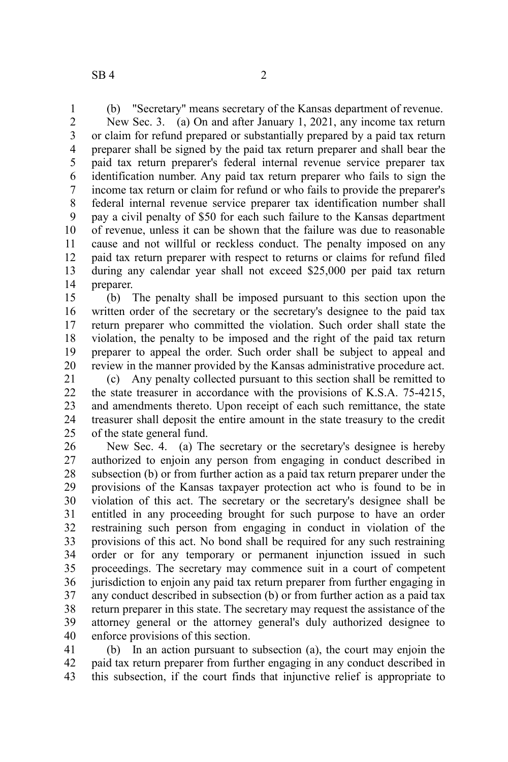(b) "Secretary" means secretary of the Kansas department of revenue.

New Sec. 3. (a) On and after January 1, 2021, any income tax return or claim for refund prepared or substantially prepared by a paid tax return preparer shall be signed by the paid tax return preparer and shall bear the paid tax return preparer's federal internal revenue service preparer tax identification number. Any paid tax return preparer who fails to sign the income tax return or claim for refund or who fails to provide the preparer's federal internal revenue service preparer tax identification number shall pay a civil penalty of $50 for each such failure to the Kansas department of revenue, unless it can be shown that the failure was due to reasonable cause and not willful or reckless conduct. The penalty imposed on any paid tax return preparer with respect to returns or claims for refund filed during any calendar year shall not exceed $25,000 per paid tax return preparer.

(b) The penalty shall be imposed pursuant to this section upon the written order of the secretary or the secretary's designee to the paid tax return preparer who committed the violation. Such order shall state the violation, the penalty to be imposed and the right of the paid tax return preparer to appeal the order. Such order shall be subject to appeal and review in the manner provided by the Kansas administrative procedure act.

(c) Any penalty collected pursuant to this section shall be remitted to the state treasurer in accordance with the provisions of K.S.A. 75-4215, and amendments thereto. Upon receipt of each such remittance, the state treasurer shall deposit the entire amount in the state treasury to the credit of the state general fund.

New Sec. 4. (a) The secretary or the secretary's designee is hereby authorized to enjoin any person from engaging in conduct described in subsection (b) or from further action as a paid tax return preparer under the provisions of the Kansas taxpayer protection act who is found to be in violation of this act. The secretary or the secretary's designee shall be entitled in any proceeding brought for such purpose to have an order restraining such person from engaging in conduct in violation of the provisions of this act. No bond shall be required for any such restraining order or for any temporary or permanent injunction issued in such proceedings. The secretary may commence suit in a court of competent jurisdiction to enjoin any paid tax return preparer from further engaging in any conduct described in subsection (b) or from further action as a paid tax return preparer in this state. The secretary may request the assistance of the attorney general or the attorney general's duly authorized designee to enforce provisions of this section.

(b) In an action pursuant to subsection (a), the court may enjoin the paid tax return preparer from further engaging in any conduct described in this subsection, if the court finds that injunctive relief is appropriate to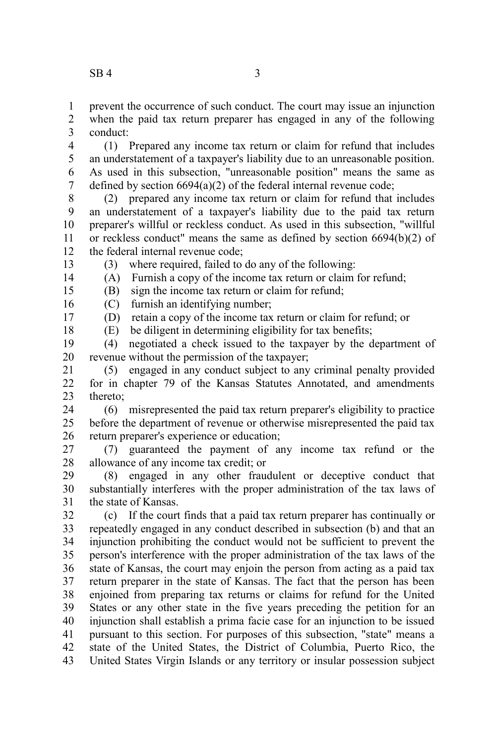prevent the occurrence of such conduct. The court may issue an injunction when the paid tax return preparer has engaged in any of the following conduct:

(1) Prepared any income tax return or claim for refund that includes an understatement of a taxpayer's liability due to an unreasonable position. As used in this subsection, "unreasonable position" means the same as defined by section 6694(a)(2) of the federal internal revenue code;

(2) prepared any income tax return or claim for refund that includes an understatement of a taxpayer's liability due to the paid tax return preparer's willful or reckless conduct. As used in this subsection, "willful or reckless conduct" means the same as defined by section 6694(b)(2) of the federal internal revenue code;

(3) where required, failed to do any of the following:

(A) Furnish a copy of the income tax return or claim for refund;

(B) sign the income tax return or claim for refund;

(C) furnish an identifying number;

(D) retain a copy of the income tax return or claim for refund; or

(E) be diligent in determining eligibility for tax benefits;

(4) negotiated a check issued to the taxpayer by the department of revenue without the permission of the taxpayer;

(5) engaged in any conduct subject to any criminal penalty provided for in chapter 79 of the Kansas Statutes Annotated, and amendments thereto;

(6) misrepresented the paid tax return preparer's eligibility to practice before the department of revenue or otherwise misrepresented the paid tax return preparer's experience or education;

(7) guaranteed the payment of any income tax refund or the allowance of any income tax credit; or

(8) engaged in any other fraudulent or deceptive conduct that substantially interferes with the proper administration of the tax laws of the state of Kansas.

(c) If the court finds that a paid tax return preparer has continually or repeatedly engaged in any conduct described in subsection (b) and that an injunction prohibiting the conduct would not be sufficient to prevent the person's interference with the proper administration of the tax laws of the state of Kansas, the court may enjoin the person from acting as a paid tax return preparer in the state of Kansas. The fact that the person has been enjoined from preparing tax returns or claims for refund for the United States or any other state in the five years preceding the petition for an injunction shall establish a prima facie case for an injunction to be issued pursuant to this section. For purposes of this subsection, "state" means a state of the United States, the District of Columbia, Puerto Rico, the United States Virgin Islands or any territory or insular possession subject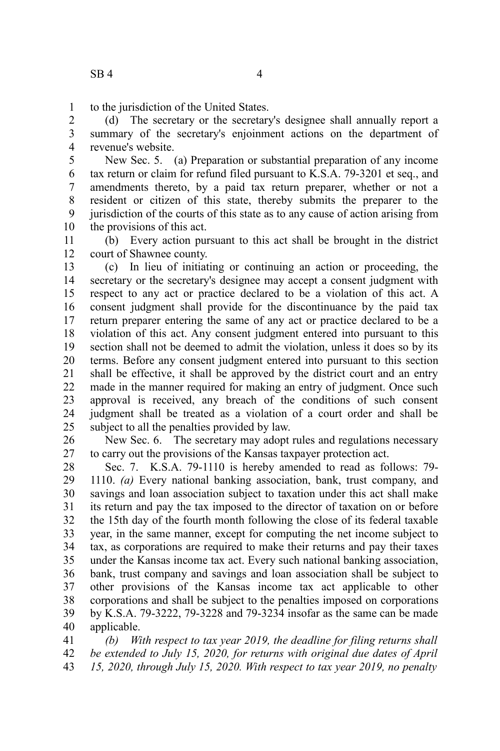to the jurisdiction of the United States.

(d) The secretary or the secretary's designee shall annually report a summary of the secretary's enjoinment actions on the department of revenue's website.

New Sec. 5. (a) Preparation or substantial preparation of any income tax return or claim for refund filed pursuant to K.S.A. 79-3201 et seq., and amendments thereto, by a paid tax return preparer, whether or not a resident or citizen of this state, thereby submits the preparer to the jurisdiction of the courts of this state as to any cause of action arising from the provisions of this act.

(b) Every action pursuant to this act shall be brought in the district court of Shawnee county.

(c) In lieu of initiating or continuing an action or proceeding, the secretary or the secretary's designee may accept a consent judgment with respect to any act or practice declared to be a violation of this act. A consent judgment shall provide for the discontinuance by the paid tax return preparer entering the same of any act or practice declared to be a violation of this act. Any consent judgment entered into pursuant to this section shall not be deemed to admit the violation, unless it does so by its terms. Before any consent judgment entered into pursuant to this section shall be effective, it shall be approved by the district court and an entry made in the manner required for making an entry of judgment. Once such approval is received, any breach of the conditions of such consent judgment shall be treated as a violation of a court order and shall be subject to all the penalties provided by law.

New Sec. 6. The secretary may adopt rules and regulations necessary to carry out the provisions of the Kansas taxpayer protection act.

Sec. 7. K.S.A. 79-1110 is hereby amended to read as follows: 79-1110. *(a)* Every national banking association, bank, trust company, and savings and loan association subject to taxation under this act shall make its return and pay the tax imposed to the director of taxation on or before the 15th day of the fourth month following the close of its federal taxable year, in the same manner, except for computing the net income subject to tax, as corporations are required to make their returns and pay their taxes under the Kansas income tax act. Every such national banking association, bank, trust company and savings and loan association shall be subject to other provisions of the Kansas income tax act applicable to other corporations and shall be subject to the penalties imposed on corporations by K.S.A. 79-3222, 79-3228 and 79-3234 insofar as the same can be made applicable.

*(b) With respect to tax year 2019, the deadline for filing returns shall be extended to July 15, 2020, for returns with original due dates of April 15, 2020, through July 15, 2020. With respect to tax year 2019, no penalty*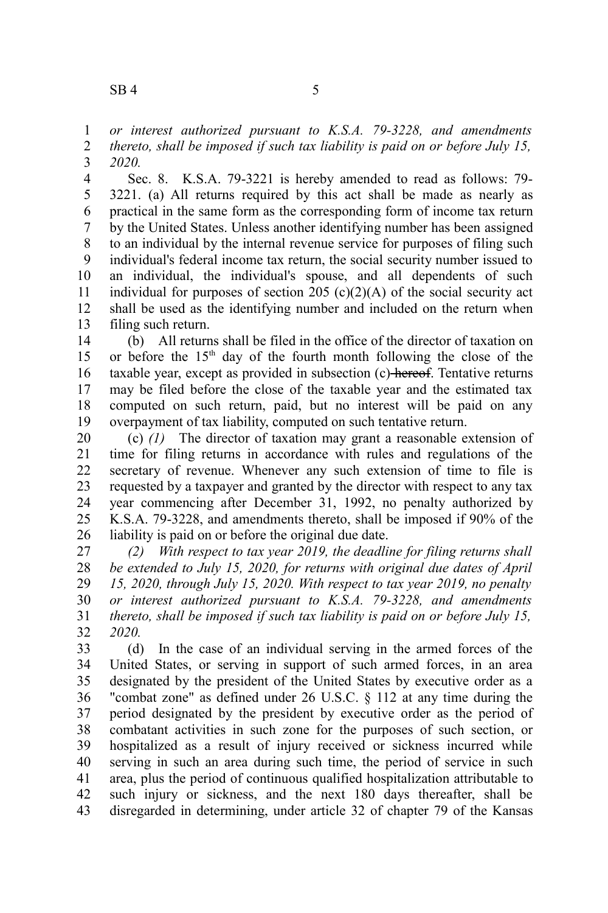*or interest authorized pursuant to K.S.A. 79-3228, and amendments thereto, shall be imposed if such tax liability is paid on or before July 15, 2020.*

Sec. 8. K.S.A. 79-3221 is hereby amended to read as follows: 79-3221. (a) All returns required by this act shall be made as nearly as practical in the same form as the corresponding form of income tax return by the United States. Unless another identifying number has been assigned to an individual by the internal revenue service for purposes of filing such individual's federal income tax return, the social security number issued to an individual, the individual's spouse, and all dependents of such individual for purposes of section 205 (c)(2)(A) of the social security act shall be used as the identifying number and included on the return when filing such return.

(b) All returns shall be filed in the office of the director of taxation on or before the 15th day of the fourth month following the close of the taxable year, except as provided in subsection (c) ~~hereof~~. Tentative returns may be filed before the close of the taxable year and the estimated tax computed on such return, paid, but no interest will be paid on any overpayment of tax liability, computed on such tentative return.

(c) *(1)* The director of taxation may grant a reasonable extension of time for filing returns in accordance with rules and regulations of the secretary of revenue. Whenever any such extension of time to file is requested by a taxpayer and granted by the director with respect to any tax year commencing after December 31, 1992, no penalty authorized by K.S.A. 79-3228, and amendments thereto, shall be imposed if 90% of the liability is paid on or before the original due date.

*(2) With respect to tax year 2019, the deadline for filing returns shall be extended to July 15, 2020, for returns with original due dates of April 15, 2020, through July 15, 2020. With respect to tax year 2019, no penalty or interest authorized pursuant to K.S.A. 79-3228, and amendments thereto, shall be imposed if such tax liability is paid on or before July 15, 2020.*

(d) In the case of an individual serving in the armed forces of the United States, or serving in support of such armed forces, in an area designated by the president of the United States by executive order as a "combat zone" as defined under 26 U.S.C. § 112 at any time during the period designated by the president by executive order as the period of combatant activities in such zone for the purposes of such section, or hospitalized as a result of injury received or sickness incurred while serving in such an area during such time, the period of service in such area, plus the period of continuous qualified hospitalization attributable to such injury or sickness, and the next 180 days thereafter, shall be disregarded in determining, under article 32 of chapter 79 of the Kansas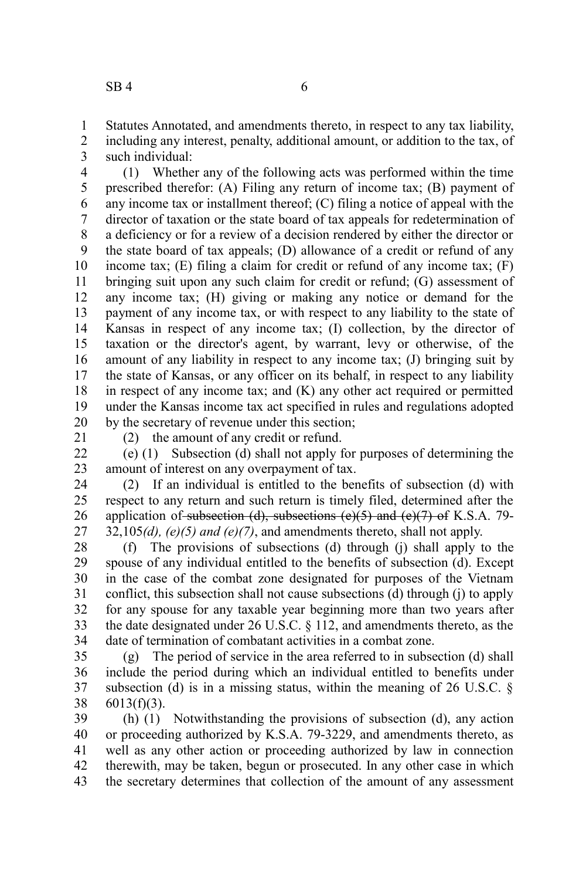Statutes Annotated, and amendments thereto, in respect to any tax liability, including any interest, penalty, additional amount, or addition to the tax, of such individual:

(1) Whether any of the following acts was performed within the time prescribed therefor: (A) Filing any return of income tax; (B) payment of any income tax or installment thereof; (C) filing a notice of appeal with the director of taxation or the state board of tax appeals for redetermination of a deficiency or for a review of a decision rendered by either the director or the state board of tax appeals; (D) allowance of a credit or refund of any income tax; (E) filing a claim for credit or refund of any income tax; (F) bringing suit upon any such claim for credit or refund; (G) assessment of any income tax; (H) giving or making any notice or demand for the payment of any income tax, or with respect to any liability to the state of Kansas in respect of any income tax; (I) collection, by the director of taxation or the director's agent, by warrant, levy or otherwise, of the amount of any liability in respect to any income tax; (J) bringing suit by the state of Kansas, or any officer on its behalf, in respect to any liability in respect of any income tax; and (K) any other act required or permitted under the Kansas income tax act specified in rules and regulations adopted by the secretary of revenue under this section;

(2) the amount of any credit or refund.

(e) (1) Subsection (d) shall not apply for purposes of determining the amount of interest on any overpayment of tax.

(2) If an individual is entitled to the benefits of subsection (d) with respect to any return and such return is timely filed, determined after the application of ~~subsection (d), subsections (e)(5) and (e)(7) of~~ K.S.A. 79-32,105*(d), (e)(5) and (e)(7)*, and amendments thereto, shall not apply.

(f) The provisions of subsections (d) through (j) shall apply to the spouse of any individual entitled to the benefits of subsection (d). Except in the case of the combat zone designated for purposes of the Vietnam conflict, this subsection shall not cause subsections (d) through (j) to apply for any spouse for any taxable year beginning more than two years after the date designated under 26 U.S.C. § 112, and amendments thereto, as the date of termination of combatant activities in a combat zone.

(g) The period of service in the area referred to in subsection (d) shall include the period during which an individual entitled to benefits under subsection (d) is in a missing status, within the meaning of 26 U.S.C. § 6013(f)(3).

(h) (1) Notwithstanding the provisions of subsection (d), any action or proceeding authorized by K.S.A. 79-3229, and amendments thereto, as well as any other action or proceeding authorized by law in connection therewith, may be taken, begun or prosecuted. In any other case in which the secretary determines that collection of the amount of any assessment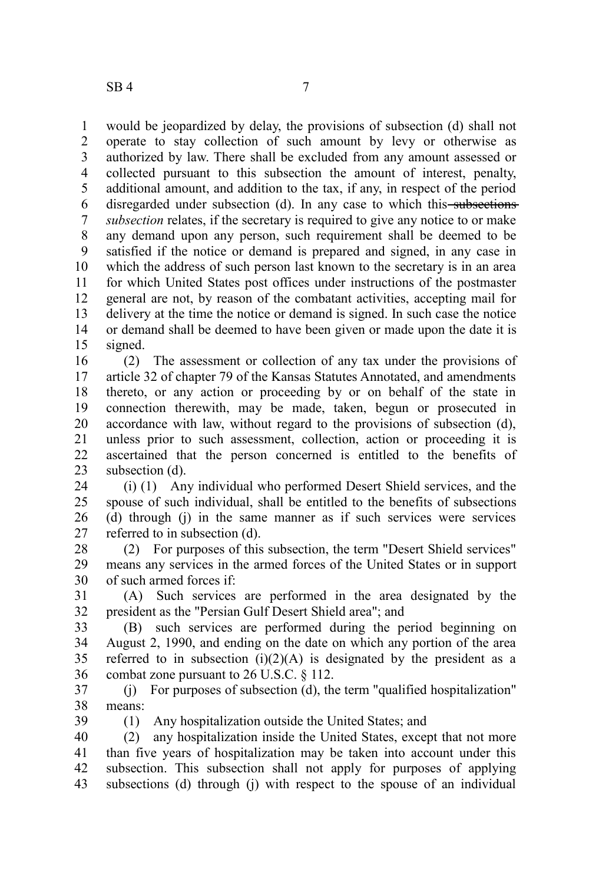would be jeopardized by delay, the provisions of subsection (d) shall not operate to stay collection of such amount by levy or otherwise as authorized by law. There shall be excluded from any amount assessed or collected pursuant to this subsection the amount of interest, penalty, additional amount, and addition to the tax, if any, in respect of the period disregarded under subsection (d). In any case to which this ~~subsections~~ *subsection* relates, if the secretary is required to give any notice to or make any demand upon any person, such requirement shall be deemed to be satisfied if the notice or demand is prepared and signed, in any case in which the address of such person last known to the secretary is in an area for which United States post offices under instructions of the postmaster general are not, by reason of the combatant activities, accepting mail for delivery at the time the notice or demand is signed. In such case the notice or demand shall be deemed to have been given or made upon the date it is signed.

(2) The assessment or collection of any tax under the provisions of article 32 of chapter 79 of the Kansas Statutes Annotated, and amendments thereto, or any action or proceeding by or on behalf of the state in connection therewith, may be made, taken, begun or prosecuted in accordance with law, without regard to the provisions of subsection (d), unless prior to such assessment, collection, action or proceeding it is ascertained that the person concerned is entitled to the benefits of subsection (d).

(i) (1) Any individual who performed Desert Shield services, and the spouse of such individual, shall be entitled to the benefits of subsections (d) through (j) in the same manner as if such services were services referred to in subsection (d).

(2) For purposes of this subsection, the term "Desert Shield services" means any services in the armed forces of the United States or in support of such armed forces if:

(A) Such services are performed in the area designated by the president as the "Persian Gulf Desert Shield area"; and

(B) such services are performed during the period beginning on August 2, 1990, and ending on the date on which any portion of the area referred to in subsection (i)(2)(A) is designated by the president as a combat zone pursuant to 26 U.S.C. § 112.

(j) For purposes of subsection (d), the term "qualified hospitalization" means:

(1) Any hospitalization outside the United States; and

(2) any hospitalization inside the United States, except that not more than five years of hospitalization may be taken into account under this subsection. This subsection shall not apply for purposes of applying subsections (d) through (j) with respect to the spouse of an individual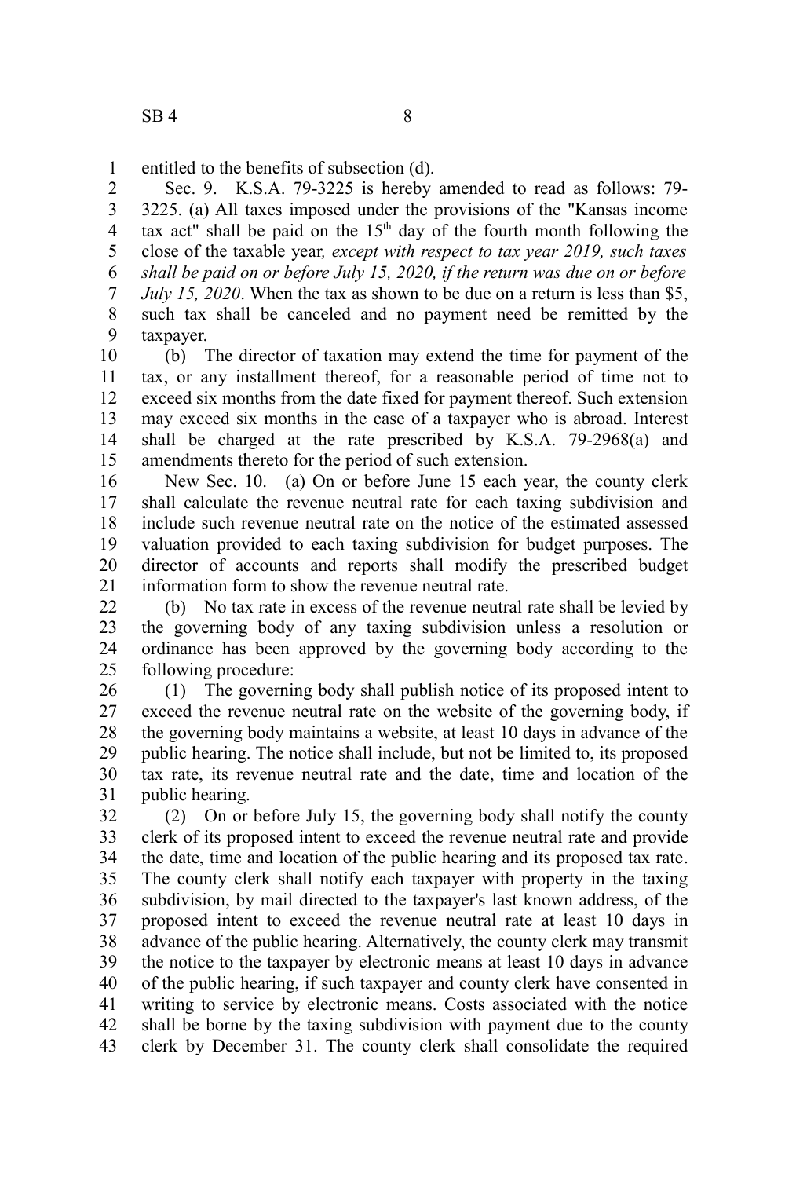entitled to the benefits of subsection (d).

Sec. 9. K.S.A. 79-3225 is hereby amended to read as follows: 79-3225. (a) All taxes imposed under the provisions of the "Kansas income tax act" shall be paid on the 15th day of the fourth month following the close of the taxable year*, except with respect to tax year 2019, such taxes shall be paid on or before July 15, 2020, if the return was due on or before July 15, 2020*. When the tax as shown to be due on a return is less than $5, such tax shall be canceled and no payment need be remitted by the taxpayer.

(b) The director of taxation may extend the time for payment of the tax, or any installment thereof, for a reasonable period of time not to exceed six months from the date fixed for payment thereof. Such extension may exceed six months in the case of a taxpayer who is abroad. Interest shall be charged at the rate prescribed by K.S.A. 79-2968(a) and amendments thereto for the period of such extension.

New Sec. 10. (a) On or before June 15 each year, the county clerk shall calculate the revenue neutral rate for each taxing subdivision and include such revenue neutral rate on the notice of the estimated assessed valuation provided to each taxing subdivision for budget purposes. The director of accounts and reports shall modify the prescribed budget information form to show the revenue neutral rate.

(b) No tax rate in excess of the revenue neutral rate shall be levied by the governing body of any taxing subdivision unless a resolution or ordinance has been approved by the governing body according to the following procedure:

(1) The governing body shall publish notice of its proposed intent to exceed the revenue neutral rate on the website of the governing body, if the governing body maintains a website, at least 10 days in advance of the public hearing. The notice shall include, but not be limited to, its proposed tax rate, its revenue neutral rate and the date, time and location of the public hearing.

(2) On or before July 15, the governing body shall notify the county clerk of its proposed intent to exceed the revenue neutral rate and provide the date, time and location of the public hearing and its proposed tax rate. The county clerk shall notify each taxpayer with property in the taxing subdivision, by mail directed to the taxpayer's last known address, of the proposed intent to exceed the revenue neutral rate at least 10 days in advance of the public hearing. Alternatively, the county clerk may transmit the notice to the taxpayer by electronic means at least 10 days in advance of the public hearing, if such taxpayer and county clerk have consented in writing to service by electronic means. Costs associated with the notice shall be borne by the taxing subdivision with payment due to the county clerk by December 31. The county clerk shall consolidate the required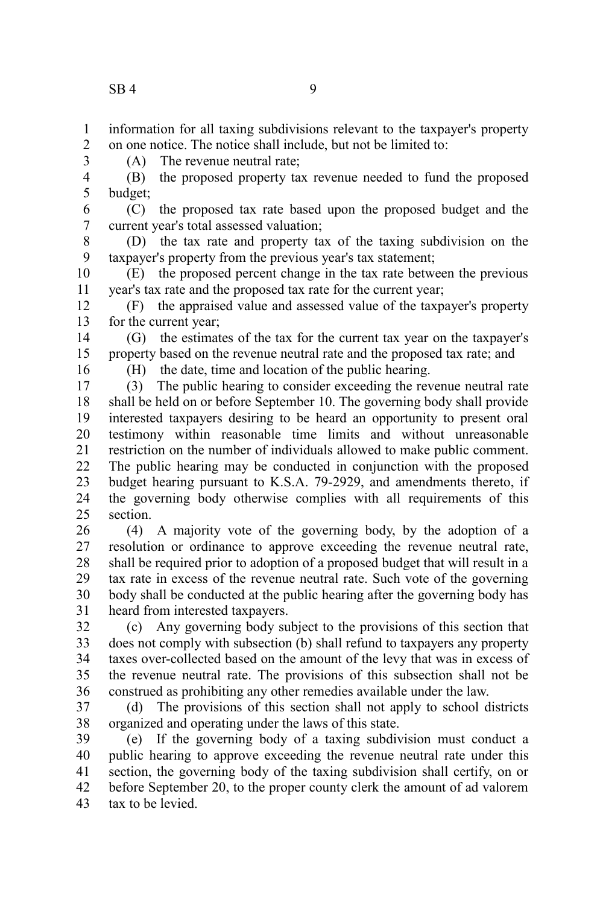information for all taxing subdivisions relevant to the taxpayer's property on one notice. The notice shall include, but not be limited to:

(A) The revenue neutral rate;

(B) the proposed property tax revenue needed to fund the proposed budget;

(C) the proposed tax rate based upon the proposed budget and the current year's total assessed valuation;

(D) the tax rate and property tax of the taxing subdivision on the taxpayer's property from the previous year's tax statement;

(E) the proposed percent change in the tax rate between the previous year's tax rate and the proposed tax rate for the current year;

(F) the appraised value and assessed value of the taxpayer's property for the current year;

(G) the estimates of the tax for the current tax year on the taxpayer's property based on the revenue neutral rate and the proposed tax rate; and

(H) the date, time and location of the public hearing.

(3) The public hearing to consider exceeding the revenue neutral rate shall be held on or before September 10. The governing body shall provide interested taxpayers desiring to be heard an opportunity to present oral testimony within reasonable time limits and without unreasonable restriction on the number of individuals allowed to make public comment. The public hearing may be conducted in conjunction with the proposed budget hearing pursuant to K.S.A. 79-2929, and amendments thereto, if the governing body otherwise complies with all requirements of this section.

(4) A majority vote of the governing body, by the adoption of a resolution or ordinance to approve exceeding the revenue neutral rate, shall be required prior to adoption of a proposed budget that will result in a tax rate in excess of the revenue neutral rate. Such vote of the governing body shall be conducted at the public hearing after the governing body has heard from interested taxpayers.

(c) Any governing body subject to the provisions of this section that does not comply with subsection (b) shall refund to taxpayers any property taxes over-collected based on the amount of the levy that was in excess of the revenue neutral rate. The provisions of this subsection shall not be construed as prohibiting any other remedies available under the law.

(d) The provisions of this section shall not apply to school districts organized and operating under the laws of this state.

(e) If the governing body of a taxing subdivision must conduct a public hearing to approve exceeding the revenue neutral rate under this section, the governing body of the taxing subdivision shall certify, on or before September 20, to the proper county clerk the amount of ad valorem tax to be levied.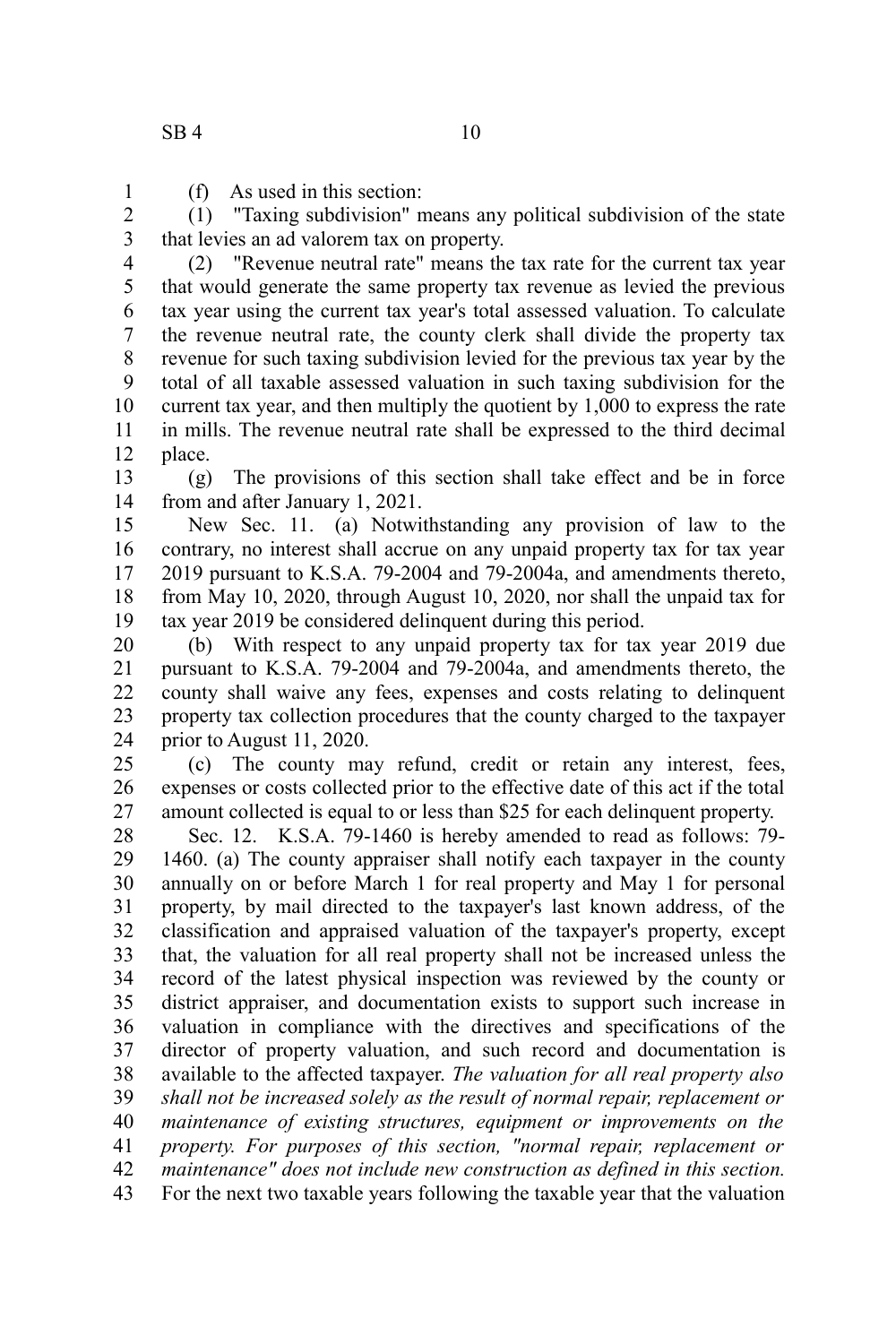(f) As used in this section:

(1) "Taxing subdivision" means any political subdivision of the state that levies an ad valorem tax on property.

(2) "Revenue neutral rate" means the tax rate for the current tax year that would generate the same property tax revenue as levied the previous tax year using the current tax year's total assessed valuation. To calculate the revenue neutral rate, the county clerk shall divide the property tax revenue for such taxing subdivision levied for the previous tax year by the total of all taxable assessed valuation in such taxing subdivision for the current tax year, and then multiply the quotient by 1,000 to express the rate in mills. The revenue neutral rate shall be expressed to the third decimal place.

(g) The provisions of this section shall take effect and be in force from and after January 1, 2021.

New Sec. 11. (a) Notwithstanding any provision of law to the contrary, no interest shall accrue on any unpaid property tax for tax year 2019 pursuant to K.S.A. 79-2004 and 79-2004a, and amendments thereto, from May 10, 2020, through August 10, 2020, nor shall the unpaid tax for tax year 2019 be considered delinquent during this period.

(b) With respect to any unpaid property tax for tax year 2019 due pursuant to K.S.A. 79-2004 and 79-2004a, and amendments thereto, the county shall waive any fees, expenses and costs relating to delinquent property tax collection procedures that the county charged to the taxpayer prior to August 11, 2020.

(c) The county may refund, credit or retain any interest, fees, expenses or costs collected prior to the effective date of this act if the total amount collected is equal to or less than $25 for each delinquent property.

Sec. 12. K.S.A. 79-1460 is hereby amended to read as follows: 79-1460. (a) The county appraiser shall notify each taxpayer in the county annually on or before March 1 for real property and May 1 for personal property, by mail directed to the taxpayer's last known address, of the classification and appraised valuation of the taxpayer's property, except that, the valuation for all real property shall not be increased unless the record of the latest physical inspection was reviewed by the county or district appraiser, and documentation exists to support such increase in valuation in compliance with the directives and specifications of the director of property valuation, and such record and documentation is available to the affected taxpayer. *The valuation for all real property also shall not be increased solely as the result of normal repair, replacement or maintenance of existing structures, equipment or improvements on the property. For purposes of this section, "normal repair, replacement or maintenance" does not include new construction as defined in this section.* For the next two taxable years following the taxable year that the valuation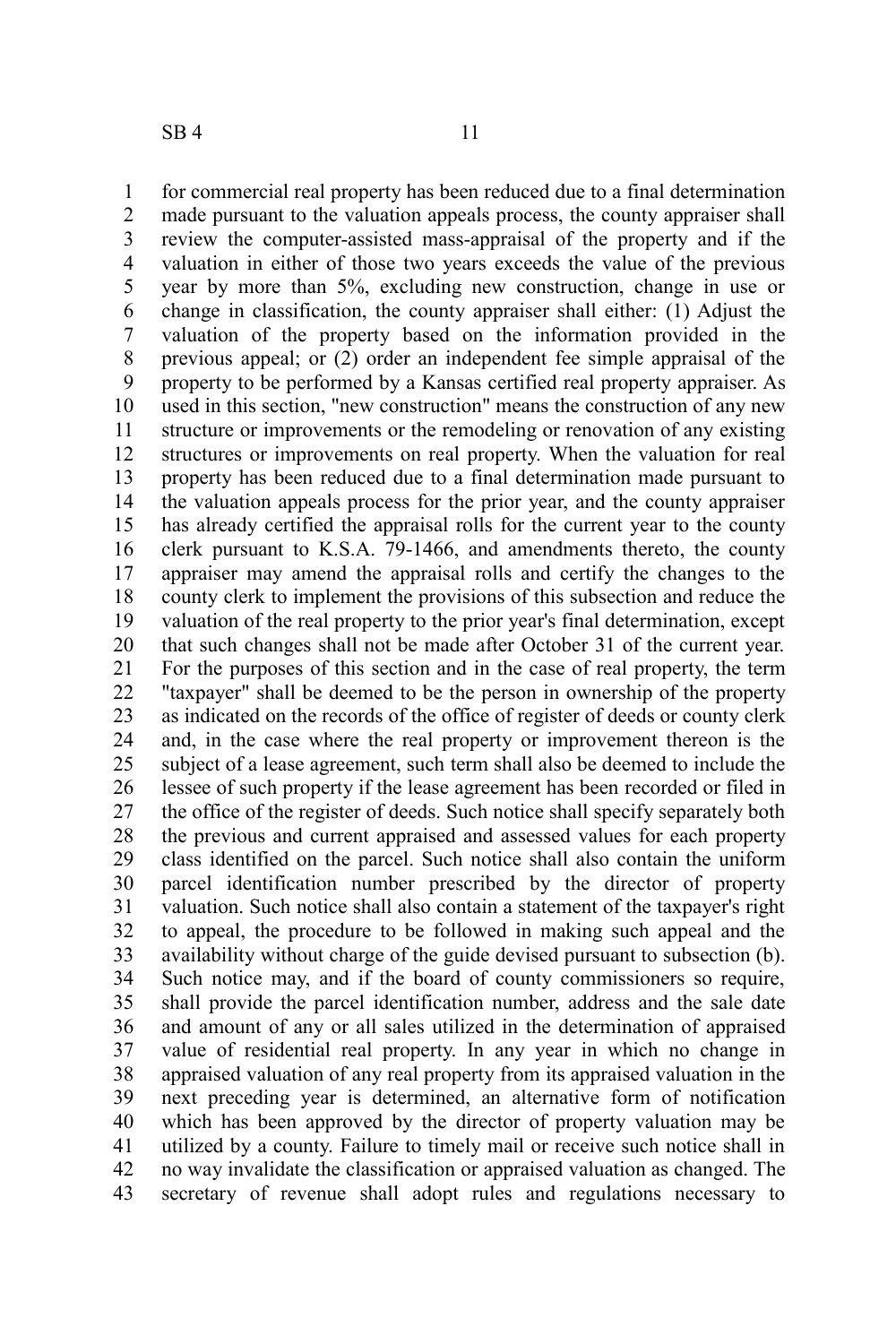for commercial real property has been reduced due to a final determination made pursuant to the valuation appeals process, the county appraiser shall review the computer-assisted mass-appraisal of the property and if the valuation in either of those two years exceeds the value of the previous year by more than 5%, excluding new construction, change in use or change in classification, the county appraiser shall either: (1) Adjust the valuation of the property based on the information provided in the previous appeal; or (2) order an independent fee simple appraisal of the property to be performed by a Kansas certified real property appraiser. As used in this section, "new construction" means the construction of any new structure or improvements or the remodeling or renovation of any existing structures or improvements on real property. When the valuation for real property has been reduced due to a final determination made pursuant to the valuation appeals process for the prior year, and the county appraiser has already certified the appraisal rolls for the current year to the county clerk pursuant to K.S.A. 79-1466, and amendments thereto, the county appraiser may amend the appraisal rolls and certify the changes to the county clerk to implement the provisions of this subsection and reduce the valuation of the real property to the prior year's final determination, except that such changes shall not be made after October 31 of the current year. For the purposes of this section and in the case of real property, the term "taxpayer" shall be deemed to be the person in ownership of the property as indicated on the records of the office of register of deeds or county clerk and, in the case where the real property or improvement thereon is the subject of a lease agreement, such term shall also be deemed to include the lessee of such property if the lease agreement has been recorded or filed in the office of the register of deeds. Such notice shall specify separately both the previous and current appraised and assessed values for each property class identified on the parcel. Such notice shall also contain the uniform parcel identification number prescribed by the director of property valuation. Such notice shall also contain a statement of the taxpayer's right to appeal, the procedure to be followed in making such appeal and the availability without charge of the guide devised pursuant to subsection (b). Such notice may, and if the board of county commissioners so require, shall provide the parcel identification number, address and the sale date and amount of any or all sales utilized in the determination of appraised value of residential real property. In any year in which no change in appraised valuation of any real property from its appraised valuation in the next preceding year is determined, an alternative form of notification which has been approved by the director of property valuation may be utilized by a county. Failure to timely mail or receive such notice shall in no way invalidate the classification or appraised valuation as changed. The secretary of revenue shall adopt rules and regulations necessary to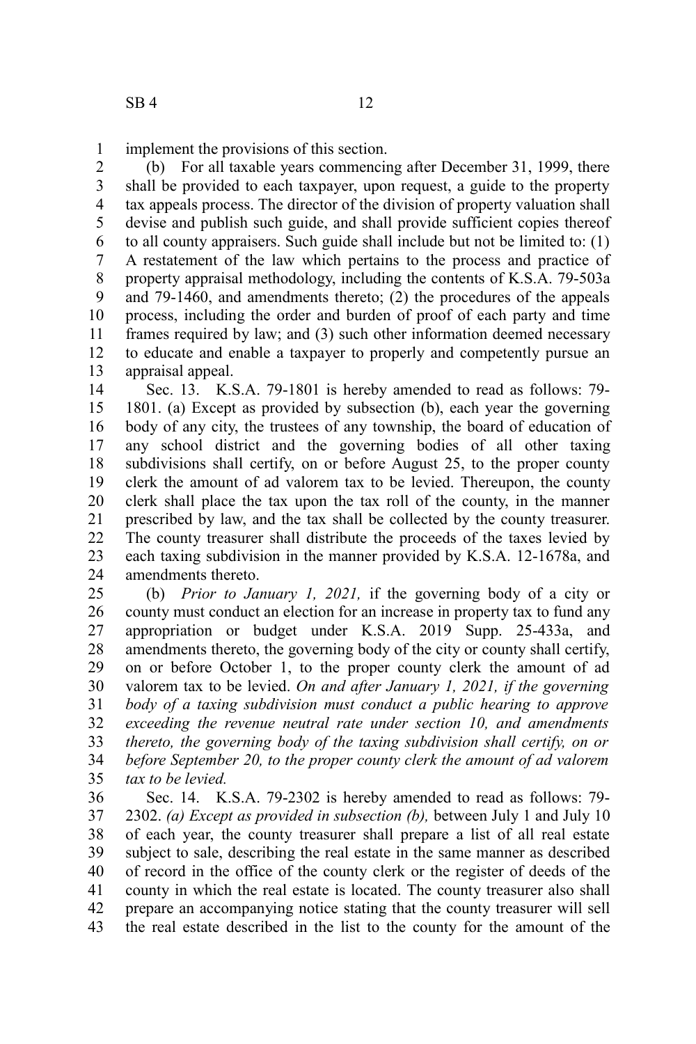implement the provisions of this section.

(b) For all taxable years commencing after December 31, 1999, there shall be provided to each taxpayer, upon request, a guide to the property tax appeals process. The director of the division of property valuation shall devise and publish such guide, and shall provide sufficient copies thereof to all county appraisers. Such guide shall include but not be limited to: (1) A restatement of the law which pertains to the process and practice of property appraisal methodology, including the contents of K.S.A. 79-503a and 79-1460, and amendments thereto; (2) the procedures of the appeals process, including the order and burden of proof of each party and time frames required by law; and (3) such other information deemed necessary to educate and enable a taxpayer to properly and competently pursue an appraisal appeal.

Sec. 13. K.S.A. 79-1801 is hereby amended to read as follows: 79-1801. (a) Except as provided by subsection (b), each year the governing body of any city, the trustees of any township, the board of education of any school district and the governing bodies of all other taxing subdivisions shall certify, on or before August 25, to the proper county clerk the amount of ad valorem tax to be levied. Thereupon, the county clerk shall place the tax upon the tax roll of the county, in the manner prescribed by law, and the tax shall be collected by the county treasurer. The county treasurer shall distribute the proceeds of the taxes levied by each taxing subdivision in the manner provided by K.S.A. 12-1678a, and amendments thereto.

(b) *Prior to January 1, 2021,* if the governing body of a city or county must conduct an election for an increase in property tax to fund any appropriation or budget under K.S.A. 2019 Supp. 25-433a, and amendments thereto, the governing body of the city or county shall certify, on or before October 1, to the proper county clerk the amount of ad valorem tax to be levied. *On and after January 1, 2021, if the governing body of a taxing subdivision must conduct a public hearing to approve exceeding the revenue neutral rate under section 10, and amendments thereto, the governing body of the taxing subdivision shall certify, on or before September 20, to the proper county clerk the amount of ad valorem tax to be levied.*

Sec. 14. K.S.A. 79-2302 is hereby amended to read as follows: 79-2302. *(a) Except as provided in subsection (b),* between July 1 and July 10 of each year, the county treasurer shall prepare a list of all real estate subject to sale, describing the real estate in the same manner as described of record in the office of the county clerk or the register of deeds of the county in which the real estate is located. The county treasurer also shall prepare an accompanying notice stating that the county treasurer will sell the real estate described in the list to the county for the amount of the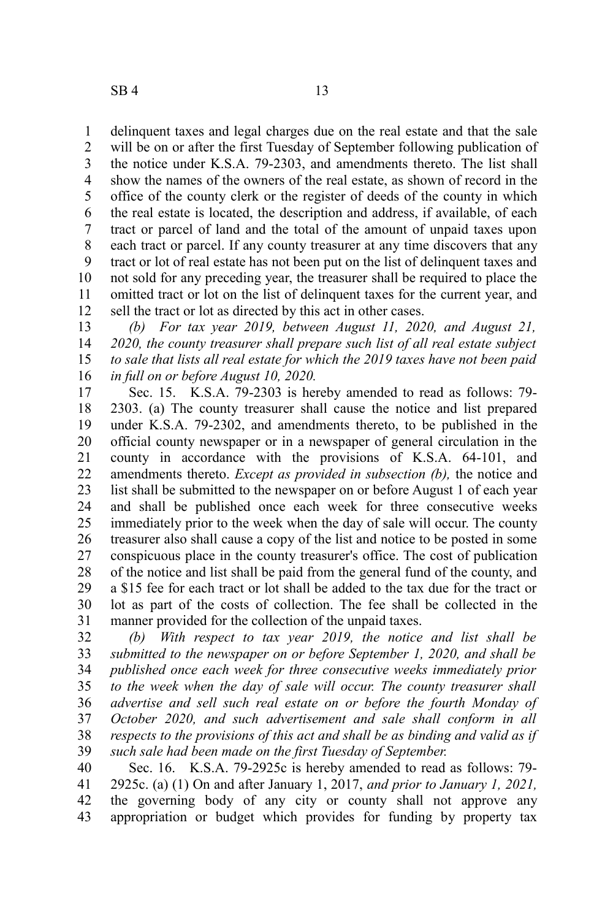delinquent taxes and legal charges due on the real estate and that the sale will be on or after the first Tuesday of September following publication of the notice under K.S.A. 79-2303, and amendments thereto. The list shall show the names of the owners of the real estate, as shown of record in the office of the county clerk or the register of deeds of the county in which the real estate is located, the description and address, if available, of each tract or parcel of land and the total of the amount of unpaid taxes upon each tract or parcel. If any county treasurer at any time discovers that any tract or lot of real estate has not been put on the list of delinquent taxes and not sold for any preceding year, the treasurer shall be required to place the omitted tract or lot on the list of delinquent taxes for the current year, and sell the tract or lot as directed by this act in other cases.

*(b) For tax year 2019, between August 11, 2020, and August 21, 2020, the county treasurer shall prepare such list of all real estate subject to sale that lists all real estate for which the 2019 taxes have not been paid in full on or before August 10, 2020.*

Sec. 15. K.S.A. 79-2303 is hereby amended to read as follows: 79-2303. (a) The county treasurer shall cause the notice and list prepared under K.S.A. 79-2302, and amendments thereto, to be published in the official county newspaper or in a newspaper of general circulation in the county in accordance with the provisions of K.S.A. 64-101, and amendments thereto. *Except as provided in subsection (b),* the notice and list shall be submitted to the newspaper on or before August 1 of each year and shall be published once each week for three consecutive weeks immediately prior to the week when the day of sale will occur. The county treasurer also shall cause a copy of the list and notice to be posted in some conspicuous place in the county treasurer's office. The cost of publication of the notice and list shall be paid from the general fund of the county, and a $15 fee for each tract or lot shall be added to the tax due for the tract or lot as part of the costs of collection. The fee shall be collected in the manner provided for the collection of the unpaid taxes.

*(b) With respect to tax year 2019, the notice and list shall be submitted to the newspaper on or before September 1, 2020, and shall be published once each week for three consecutive weeks immediately prior to the week when the day of sale will occur. The county treasurer shall advertise and sell such real estate on or before the fourth Monday of October 2020, and such advertisement and sale shall conform in all respects to the provisions of this act and shall be as binding and valid as if such sale had been made on the first Tuesday of September.*

Sec. 16. K.S.A. 79-2925c is hereby amended to read as follows: 79-2925c. (a) (1) On and after January 1, 2017, *and prior to January 1, 2021,* the governing body of any city or county shall not approve any appropriation or budget which provides for funding by property tax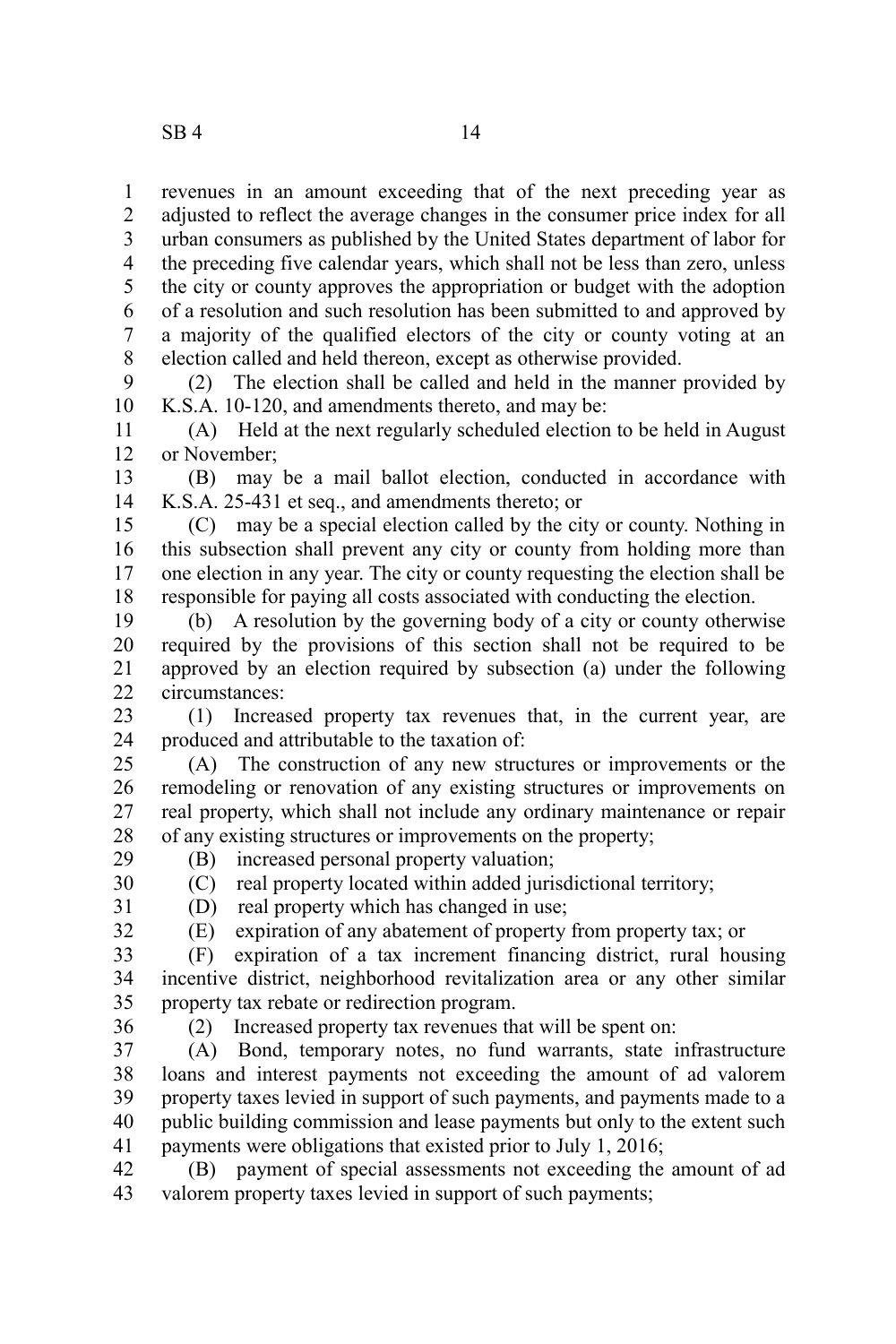revenues in an amount exceeding that of the next preceding year as adjusted to reflect the average changes in the consumer price index for all urban consumers as published by the United States department of labor for the preceding five calendar years, which shall not be less than zero, unless the city or county approves the appropriation or budget with the adoption of a resolution and such resolution has been submitted to and approved by a majority of the qualified electors of the city or county voting at an election called and held thereon, except as otherwise provided.

(2) The election shall be called and held in the manner provided by K.S.A. 10-120, and amendments thereto, and may be:

(A) Held at the next regularly scheduled election to be held in August or November;

(B) may be a mail ballot election, conducted in accordance with K.S.A. 25-431 et seq., and amendments thereto; or

(C) may be a special election called by the city or county. Nothing in this subsection shall prevent any city or county from holding more than one election in any year. The city or county requesting the election shall be responsible for paying all costs associated with conducting the election.

(b) A resolution by the governing body of a city or county otherwise required by the provisions of this section shall not be required to be approved by an election required by subsection (a) under the following circumstances:

(1) Increased property tax revenues that, in the current year, are produced and attributable to the taxation of:

(A) The construction of any new structures or improvements or the remodeling or renovation of any existing structures or improvements on real property, which shall not include any ordinary maintenance or repair of any existing structures or improvements on the property;

(B) increased personal property valuation;

(C) real property located within added jurisdictional territory;

(D) real property which has changed in use;

(E) expiration of any abatement of property from property tax; or

(F) expiration of a tax increment financing district, rural housing incentive district, neighborhood revitalization area or any other similar property tax rebate or redirection program.

(2) Increased property tax revenues that will be spent on:

(A) Bond, temporary notes, no fund warrants, state infrastructure loans and interest payments not exceeding the amount of ad valorem property taxes levied in support of such payments, and payments made to a public building commission and lease payments but only to the extent such payments were obligations that existed prior to July 1, 2016;

(B) payment of special assessments not exceeding the amount of ad valorem property taxes levied in support of such payments;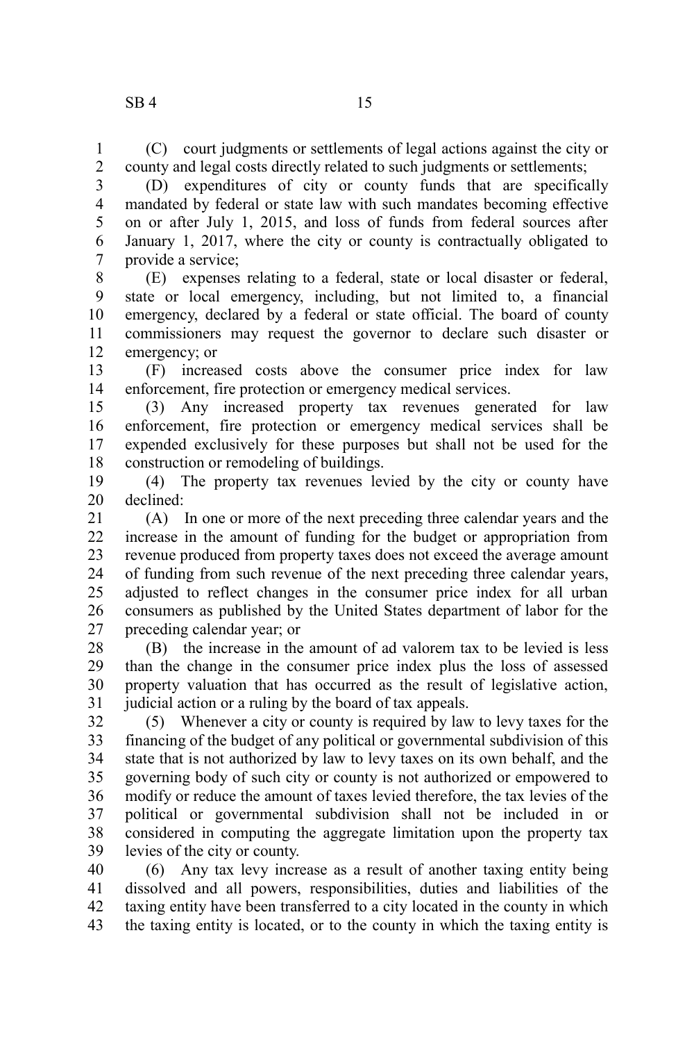(C) court judgments or settlements of legal actions against the city or county and legal costs directly related to such judgments or settlements;

(D) expenditures of city or county funds that are specifically mandated by federal or state law with such mandates becoming effective on or after July 1, 2015, and loss of funds from federal sources after January 1, 2017, where the city or county is contractually obligated to provide a service;

(E) expenses relating to a federal, state or local disaster or federal, state or local emergency, including, but not limited to, a financial emergency, declared by a federal or state official. The board of county commissioners may request the governor to declare such disaster or emergency; or

(F) increased costs above the consumer price index for law enforcement, fire protection or emergency medical services.

(3) Any increased property tax revenues generated for law enforcement, fire protection or emergency medical services shall be expended exclusively for these purposes but shall not be used for the construction or remodeling of buildings.

(4) The property tax revenues levied by the city or county have declined:

(A) In one or more of the next preceding three calendar years and the increase in the amount of funding for the budget or appropriation from revenue produced from property taxes does not exceed the average amount of funding from such revenue of the next preceding three calendar years, adjusted to reflect changes in the consumer price index for all urban consumers as published by the United States department of labor for the preceding calendar year; or

(B) the increase in the amount of ad valorem tax to be levied is less than the change in the consumer price index plus the loss of assessed property valuation that has occurred as the result of legislative action, judicial action or a ruling by the board of tax appeals.

(5) Whenever a city or county is required by law to levy taxes for the financing of the budget of any political or governmental subdivision of this state that is not authorized by law to levy taxes on its own behalf, and the governing body of such city or county is not authorized or empowered to modify or reduce the amount of taxes levied therefore, the tax levies of the political or governmental subdivision shall not be included in or considered in computing the aggregate limitation upon the property tax levies of the city or county.

(6) Any tax levy increase as a result of another taxing entity being dissolved and all powers, responsibilities, duties and liabilities of the taxing entity have been transferred to a city located in the county in which the taxing entity is located, or to the county in which the taxing entity is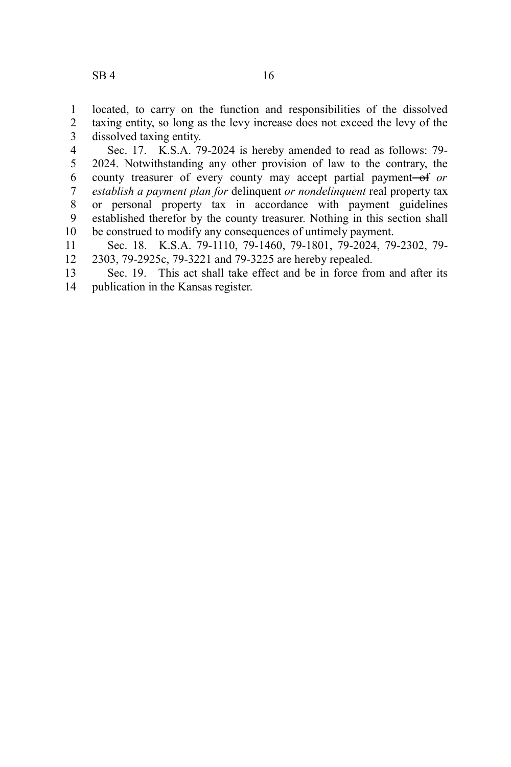located, to carry on the function and responsibilities of the dissolved taxing entity, so long as the levy increase does not exceed the levy of the dissolved taxing entity.

Sec. 17. K.S.A. 79-2024 is hereby amended to read as follows: 79-2024. Notwithstanding any other provision of law to the contrary, the county treasurer of every county may accept partial payment ~~of~~ *or establish a payment plan for* delinquent *or nondelinquent* real property tax or personal property tax in accordance with payment guidelines established therefor by the county treasurer. Nothing in this section shall be construed to modify any consequences of untimely payment.

Sec. 18. K.S.A. 79-1110, 79-1460, 79-1801, 79-2024, 79-2302, 79-2303, 79-2925c, 79-3221 and 79-3225 are hereby repealed.

Sec. 19. This act shall take effect and be in force from and after its publication in the Kansas register.